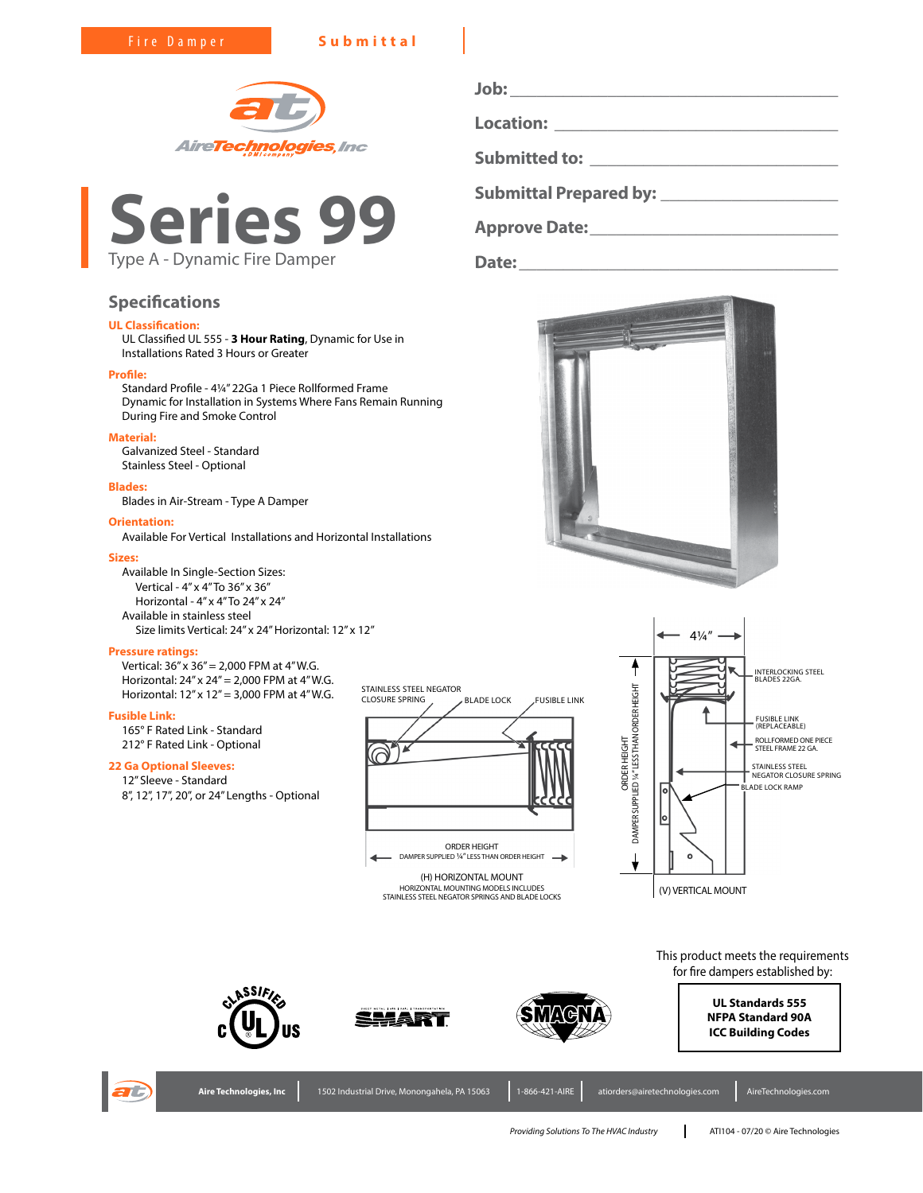Fire Damper **Submittal**

AireTechnologies, Inc

# Series 99

Type A - Dynamic Fire Damper

Job: ____________________

Location: ____________________

Submitted to: ____________________

Submittal Prepared by: ____________________

Approve Date: ____________________

Date: ____________________

## Specifications

**UL Classification:**
UL Classified UL 555 - **3 Hour Rating**, Dynamic for Use in Installations Rated 3 Hours or Greater

**Profile:**
Standard Profile - 4¼" 22Ga 1 Piece Rollformed Frame
Dynamic for Installation in Systems Where Fans Remain Running During Fire and Smoke Control

**Material:**
Galvanized Steel - Standard
Stainless Steel - Optional

**Blades:**
Blades in Air-Stream - Type A Damper

**Orientation:**
Available For Vertical Installations and Horizontal Installations

**Sizes:**
Available In Single-Section Sizes:
- Vertical - 4" x 4" To 36" x 36"
- Horizontal - 4" x 4" To 24" x 24"

Available in stainless steel
- Size limits Vertical: 24" x 24" Horizontal: 12" x 12"

**Pressure ratings:**
Vertical: 36" x 36" = 2,000 FPM at 4" W.G.
Horizontal: 24" x 24" = 2,000 FPM at 4" W.G.
Horizontal: 12" x 12" = 3,000 FPM at 4" W.G.

**Fusible Link:**
165° F Rated Link - Standard
212° F Rated Link - Optional

**22 Ga Optional Sleeves:**
12" Sleeve - Standard
8", 12", 17", 20", or 24" Lengths - Optional

STAINLESS STEEL NEGATOR CLOSURE SPRING — BLADE LOCK — FUSIBLE LINK

ORDER HEIGHT
DAMPER SUPPLIED ¼" LESS THAN ORDER HEIGHT

(H) HORIZONTAL MOUNT
HORIZONTAL MOUNTING MODELS INCLUDES STAINLESS STEEL NEGATOR SPRINGS AND BLADE LOCKS

4¼"

INTERLOCKING STEEL BLADES 22GA.
FUSIBLE LINK (REPLACEABLE)
ROLLFORMED ONE PIECE STEEL FRAME 22 GA.
STAINLESS STEEL NEGATOR CLOSURE SPRING
BLADE LOCK RAMP

ORDER HEIGHT
DAMPER SUPPLIED ¼" LESS THAN ORDER HEIGHT

(V) VERTICAL MOUNT

This product meets the requirements for fire dampers established by:

**UL Standards 555**
**NFPA Standard 90A**
**ICC Building Codes**

Aire Technologies, Inc | 1502 Industrial Drive, Monongahela, PA 15063 | 1-866-421-AIRE | atiorders@airetechnologies.com | AireTechnologies.com

*Providing Solutions To The HVAC Industry* | ATI104 - 07/20 © Aire Technologies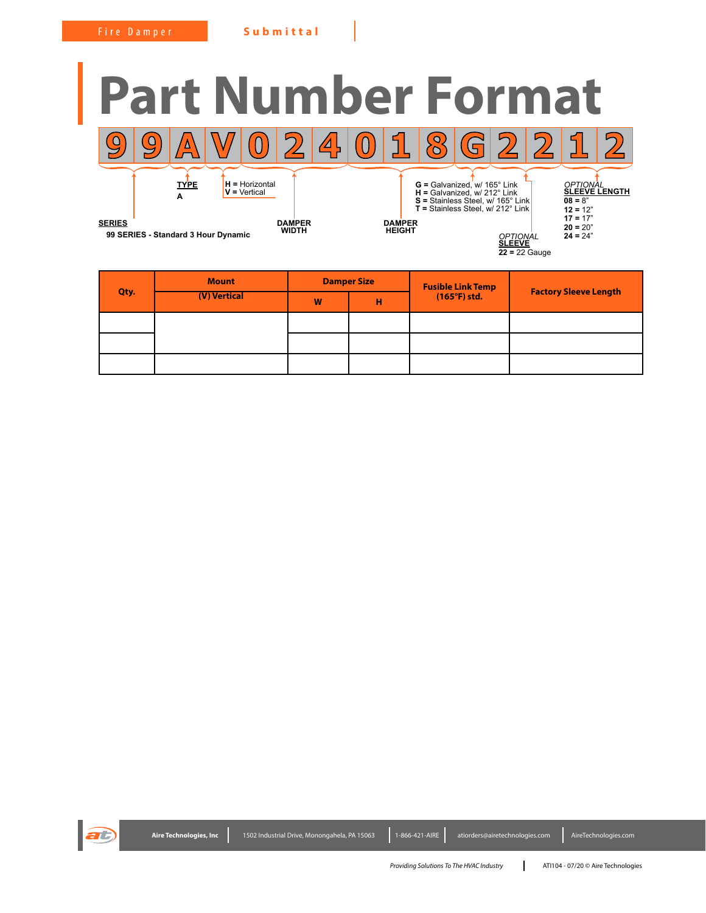# Part Number Format

9 9 A V 0 2 4 0 1 8 G 2 2 1 2

**SERIES**
99 SERIES - Standard 3 Hour Dynamic

**TYPE**
A

**H** = Horizontal
**V** = Vertical

**DAMPER WIDTH**

**DAMPER HEIGHT**

**G** = Galvanized, w/ 165° Link
**H** = Galvanized, w/ 212° Link
**S** = Stainless Steel, w/ 165° Link
**T** = Stainless Steel, w/ 212° Link

*OPTIONAL*
**SLEEVE**
**22** = 22 Gauge

*OPTIONAL*
**SLEEVE LENGTH**
**08** = 8"
**12** = 12"
**17** = 17"
**20** = 20"
**24** = 24"

| Qty. | Mount | Damper Size | | Fusible Link Temp (165°F) std. | Factory Sleeve Length |
|---|---|---|---|---|---|
| | (V) Vertical | W | H | | |
| | | | | | |
| | | | | | |
| | | | | | |